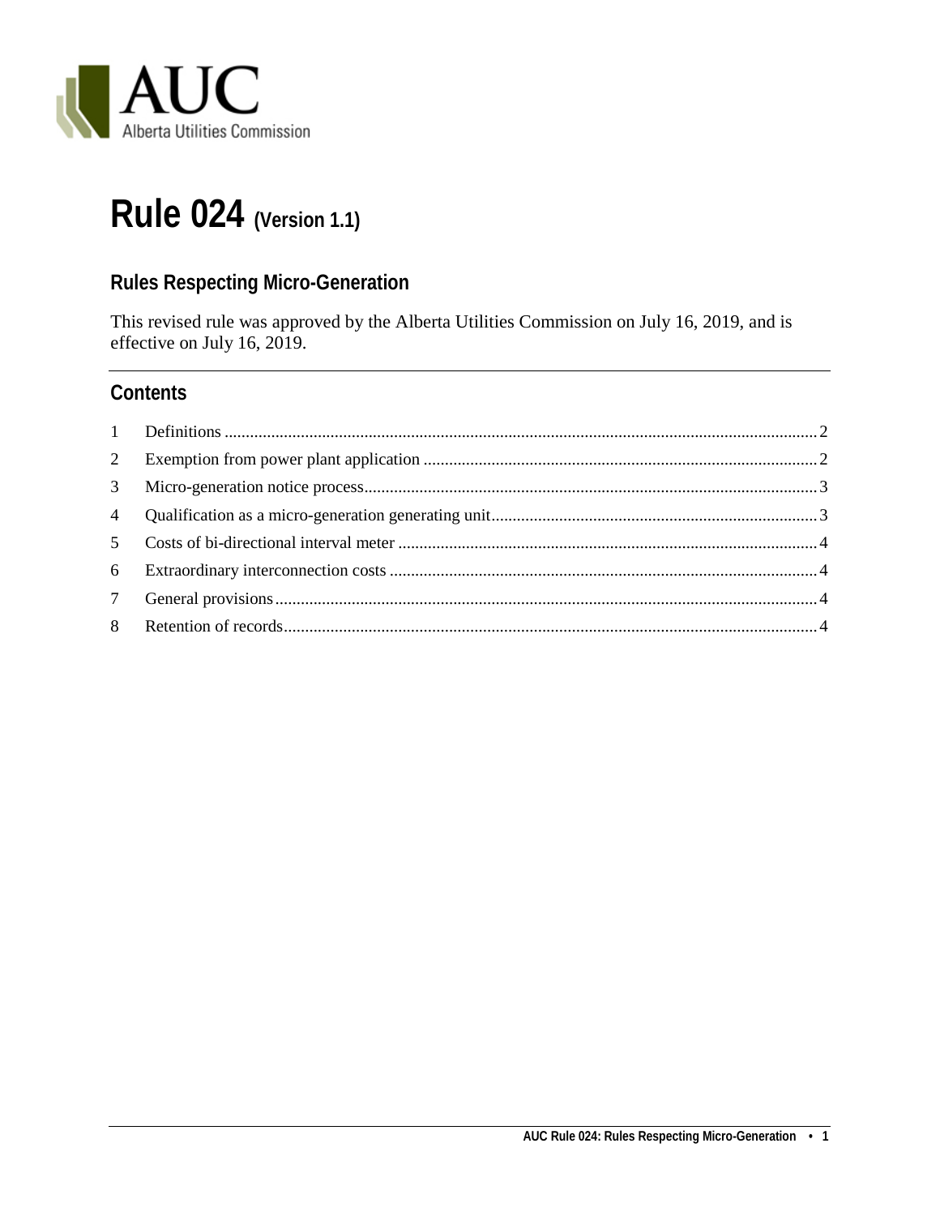AUC
Alberta Utilities Commission

# Rule 024 (Version 1.1)

## Rules Respecting Micro-Generation

This revised rule was approved by the Alberta Utilities Commission on July 16, 2019, and is effective on July 16, 2019.

## Contents

1 Definitions ..... 2
2 Exemption from power plant application ..... 2
3 Micro-generation notice process ..... 3
4 Qualification as a micro-generation generating unit ..... 3
5 Costs of bi-directional interval meter ..... 4
6 Extraordinary interconnection costs ..... 4
7 General provisions ..... 4
8 Retention of records ..... 4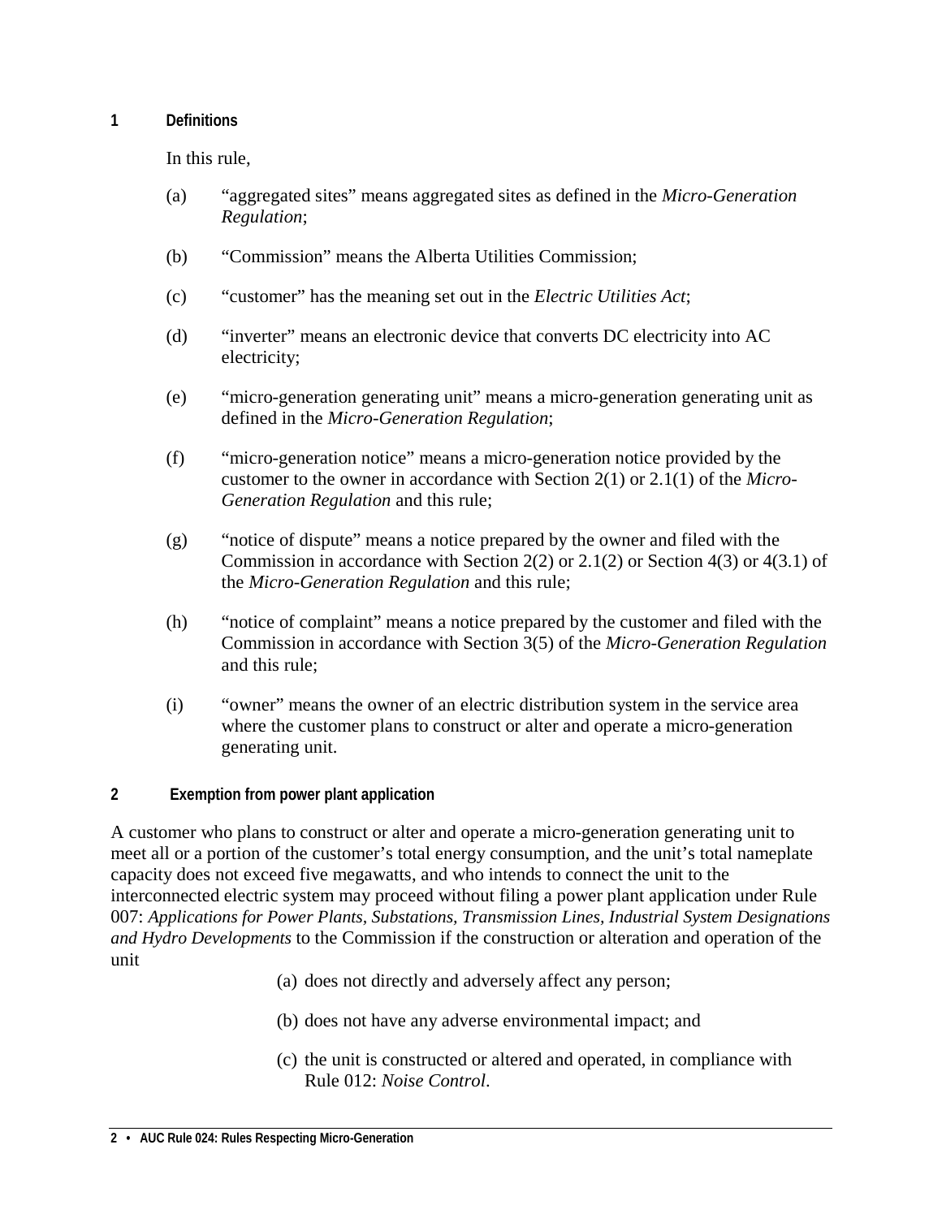## 1 Definitions

In this rule,

(a) "aggregated sites" means aggregated sites as defined in the *Micro-Generation Regulation*;

(b) "Commission" means the Alberta Utilities Commission;

(c) "customer" has the meaning set out in the *Electric Utilities Act*;

(d) "inverter" means an electronic device that converts DC electricity into AC electricity;

(e) "micro-generation generating unit" means a micro-generation generating unit as defined in the *Micro-Generation Regulation*;

(f) "micro-generation notice" means a micro-generation notice provided by the customer to the owner in accordance with Section 2(1) or 2.1(1) of the *Micro-Generation Regulation* and this rule;

(g) "notice of dispute" means a notice prepared by the owner and filed with the Commission in accordance with Section 2(2) or 2.1(2) or Section 4(3) or 4(3.1) of the *Micro-Generation Regulation* and this rule;

(h) "notice of complaint" means a notice prepared by the customer and filed with the Commission in accordance with Section 3(5) of the *Micro-Generation Regulation* and this rule;

(i) "owner" means the owner of an electric distribution system in the service area where the customer plans to construct or alter and operate a micro-generation generating unit.

## 2 Exemption from power plant application

A customer who plans to construct or alter and operate a micro-generation generating unit to meet all or a portion of the customer's total energy consumption, and the unit's total nameplate capacity does not exceed five megawatts, and who intends to connect the unit to the interconnected electric system may proceed without filing a power plant application under Rule 007: *Applications for Power Plants, Substations, Transmission Lines, Industrial System Designations and Hydro Developments* to the Commission if the construction or alteration and operation of the unit

(a) does not directly and adversely affect any person;

(b) does not have any adverse environmental impact; and

(c) the unit is constructed or altered and operated, in compliance with Rule 012: *Noise Control*.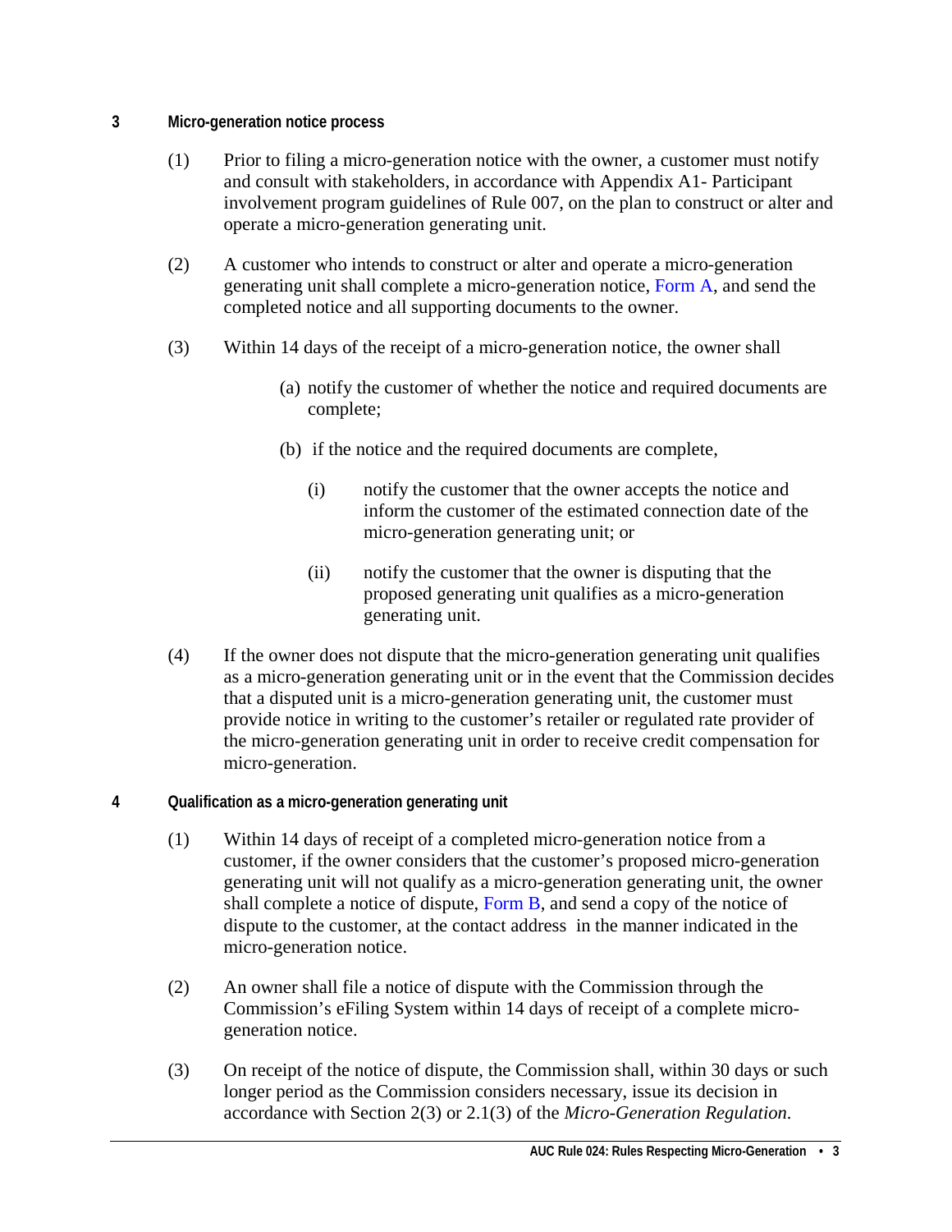## 3 Micro-generation notice process

(1) Prior to filing a micro-generation notice with the owner, a customer must notify and consult with stakeholders, in accordance with Appendix A1- Participant involvement program guidelines of Rule 007, on the plan to construct or alter and operate a micro-generation generating unit.

(2) A customer who intends to construct or alter and operate a micro-generation generating unit shall complete a micro-generation notice, Form A, and send the completed notice and all supporting documents to the owner.

(3) Within 14 days of the receipt of a micro-generation notice, the owner shall

(a) notify the customer of whether the notice and required documents are complete;

(b) if the notice and the required documents are complete,

(i) notify the customer that the owner accepts the notice and inform the customer of the estimated connection date of the micro-generation generating unit; or

(ii) notify the customer that the owner is disputing that the proposed generating unit qualifies as a micro-generation generating unit.

(4) If the owner does not dispute that the micro-generation generating unit qualifies as a micro-generation generating unit or in the event that the Commission decides that a disputed unit is a micro-generation generating unit, the customer must provide notice in writing to the customer's retailer or regulated rate provider of the micro-generation generating unit in order to receive credit compensation for micro-generation.

## 4 Qualification as a micro-generation generating unit

(1) Within 14 days of receipt of a completed micro-generation notice from a customer, if the owner considers that the customer's proposed micro-generation generating unit will not qualify as a micro-generation generating unit, the owner shall complete a notice of dispute, Form B, and send a copy of the notice of dispute to the customer, at the contact address in the manner indicated in the micro-generation notice.

(2) An owner shall file a notice of dispute with the Commission through the Commission's eFiling System within 14 days of receipt of a complete micro-generation notice.

(3) On receipt of the notice of dispute, the Commission shall, within 30 days or such longer period as the Commission considers necessary, issue its decision in accordance with Section 2(3) or 2.1(3) of the *Micro-Generation Regulation*.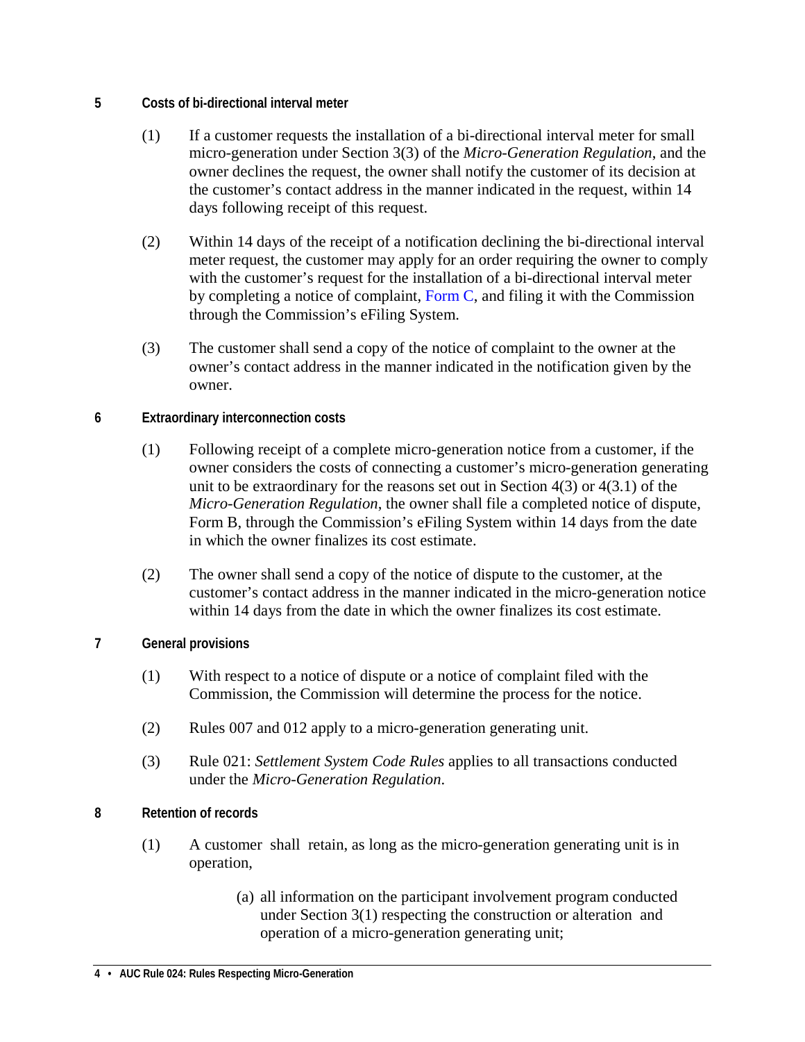## 5 Costs of bi-directional interval meter

(1) If a customer requests the installation of a bi-directional interval meter for small micro-generation under Section 3(3) of the *Micro-Generation Regulation*, and the owner declines the request, the owner shall notify the customer of its decision at the customer's contact address in the manner indicated in the request, within 14 days following receipt of this request.

(2) Within 14 days of the receipt of a notification declining the bi-directional interval meter request, the customer may apply for an order requiring the owner to comply with the customer's request for the installation of a bi-directional interval meter by completing a notice of complaint, Form C, and filing it with the Commission through the Commission's eFiling System.

(3) The customer shall send a copy of the notice of complaint to the owner at the owner's contact address in the manner indicated in the notification given by the owner.

## 6 Extraordinary interconnection costs

(1) Following receipt of a complete micro-generation notice from a customer, if the owner considers the costs of connecting a customer's micro-generation generating unit to be extraordinary for the reasons set out in Section 4(3) or 4(3.1) of the *Micro-Generation Regulation*, the owner shall file a completed notice of dispute, Form B, through the Commission's eFiling System within 14 days from the date in which the owner finalizes its cost estimate.

(2) The owner shall send a copy of the notice of dispute to the customer, at the customer's contact address in the manner indicated in the micro-generation notice within 14 days from the date in which the owner finalizes its cost estimate.

## 7 General provisions

(1) With respect to a notice of dispute or a notice of complaint filed with the Commission, the Commission will determine the process for the notice.

(2) Rules 007 and 012 apply to a micro-generation generating unit.

(3) Rule 021: *Settlement System Code Rules* applies to all transactions conducted under the *Micro-Generation Regulation*.

## 8 Retention of records

(1) A customer shall retain, as long as the micro-generation generating unit is in operation,

(a) all information on the participant involvement program conducted under Section 3(1) respecting the construction or alteration and operation of a micro-generation generating unit;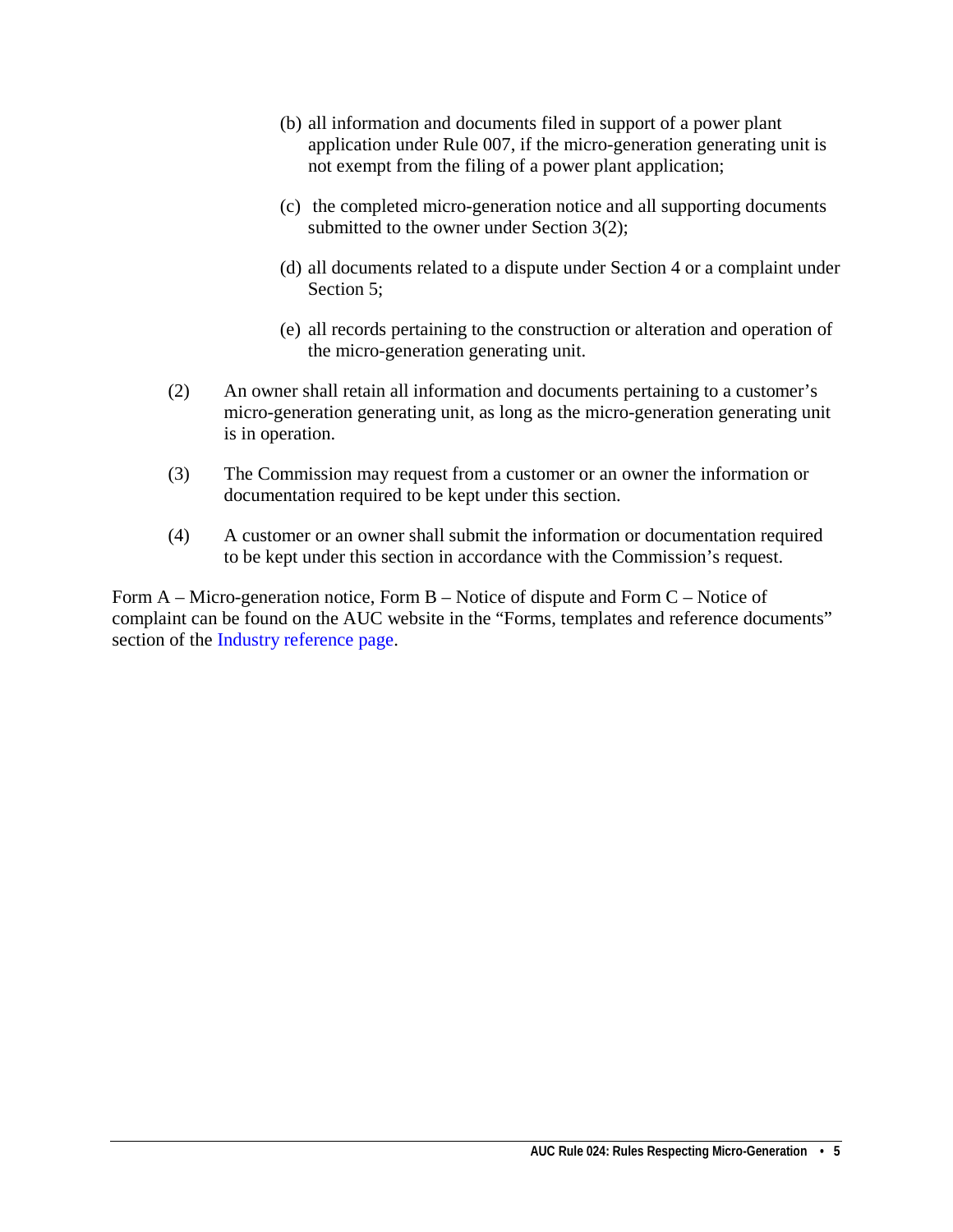(b) all information and documents filed in support of a power plant application under Rule 007, if the micro-generation generating unit is not exempt from the filing of a power plant application;

(c) the completed micro-generation notice and all supporting documents submitted to the owner under Section 3(2);

(d) all documents related to a dispute under Section 4 or a complaint under Section 5;

(e) all records pertaining to the construction or alteration and operation of the micro-generation generating unit.

(2) An owner shall retain all information and documents pertaining to a customer's micro-generation generating unit, as long as the micro-generation generating unit is in operation.

(3) The Commission may request from a customer or an owner the information or documentation required to be kept under this section.

(4) A customer or an owner shall submit the information or documentation required to be kept under this section in accordance with the Commission's request.

Form A – Micro-generation notice, Form B – Notice of dispute and Form C – Notice of complaint can be found on the AUC website in the "Forms, templates and reference documents" section of the Industry reference page.